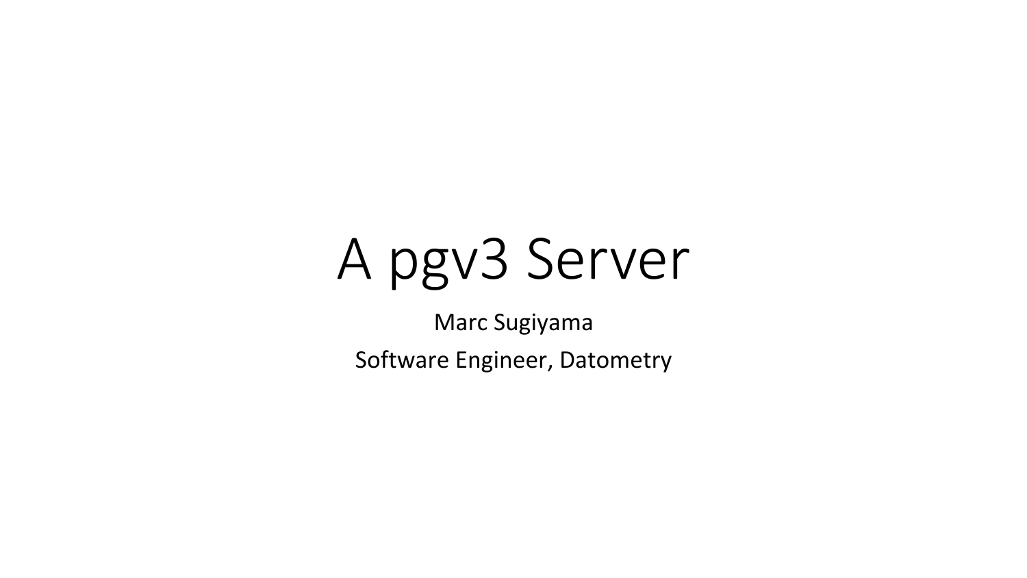# A pgv3 Server

Marc Sugiyama

Software Engineer, Datometry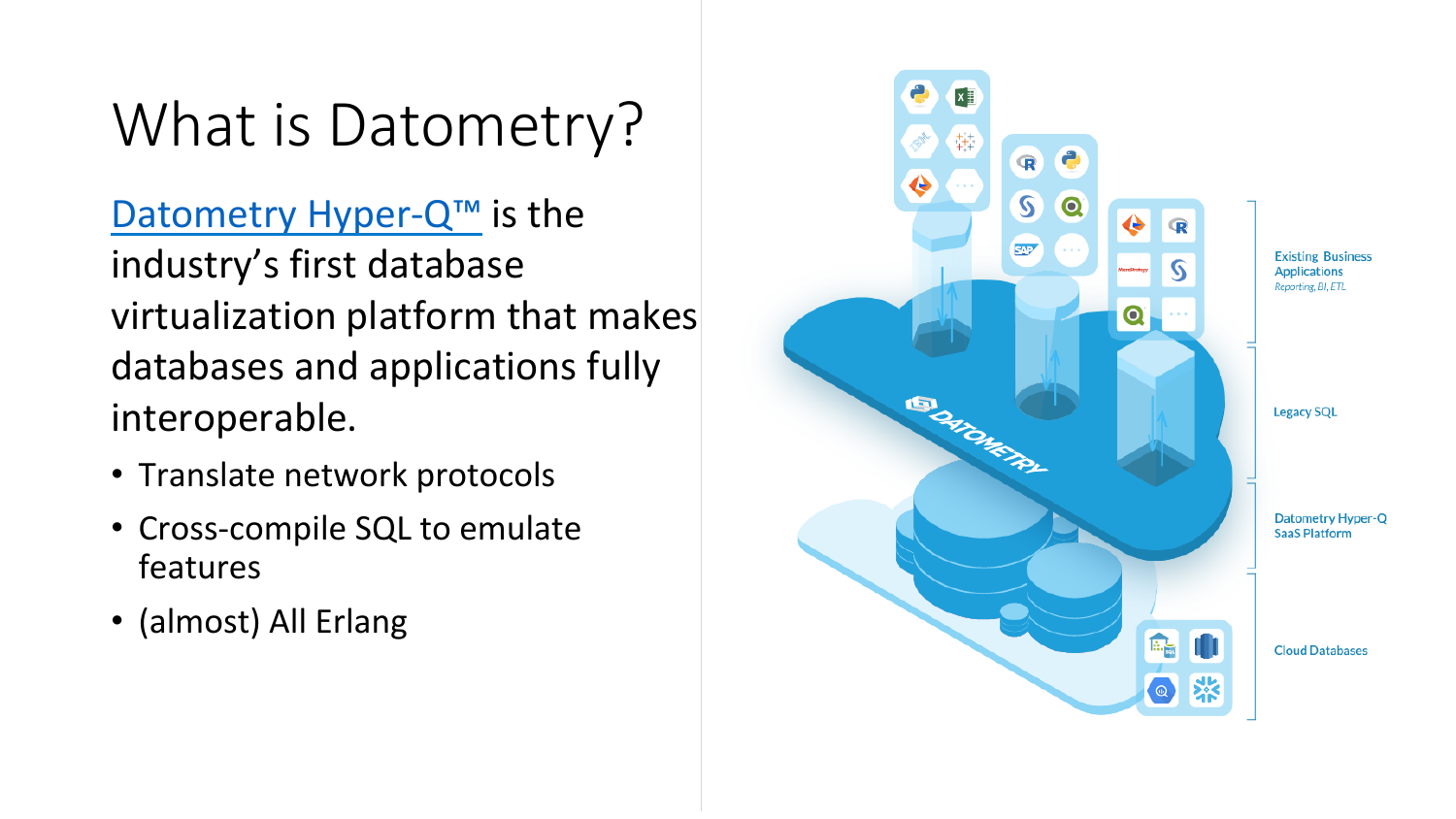# What is Datometry?

[Datometry Hyper-Q™] is the industry's first database virtualization platform that makes databases and applications fully interoperable.

- Translate network protocols
- Cross-compile SQL to emulate features
- (almost) All Erlang

Existing Business Applications
*Reporting, BI, ETL*

Legacy SQL

Datometry Hyper-Q SaaS Platform

Cloud Databases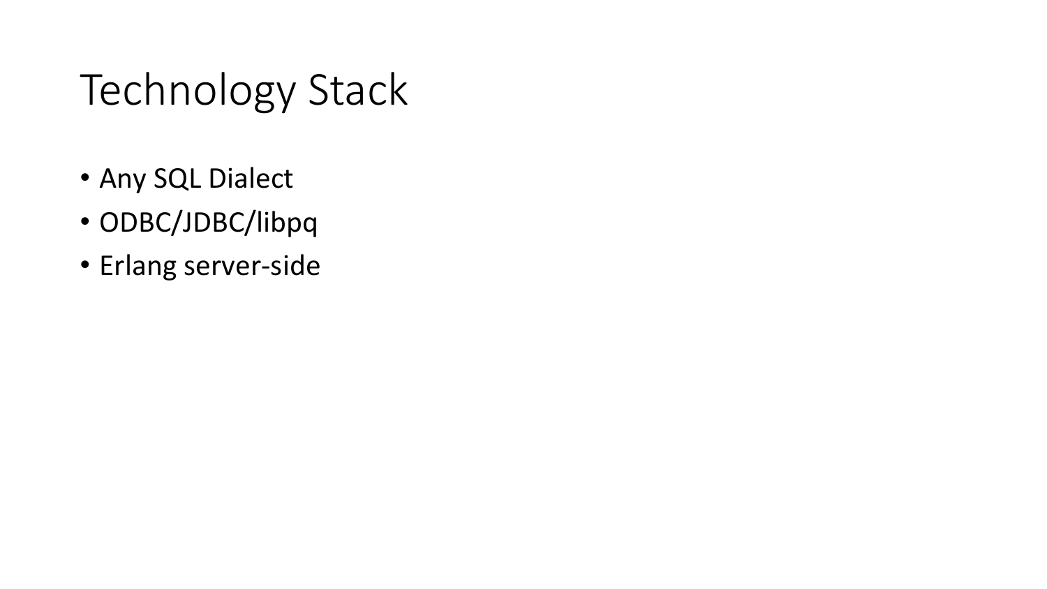# Technology Stack

- Any SQL Dialect
- ODBC/JDBC/libpq
- Erlang server-side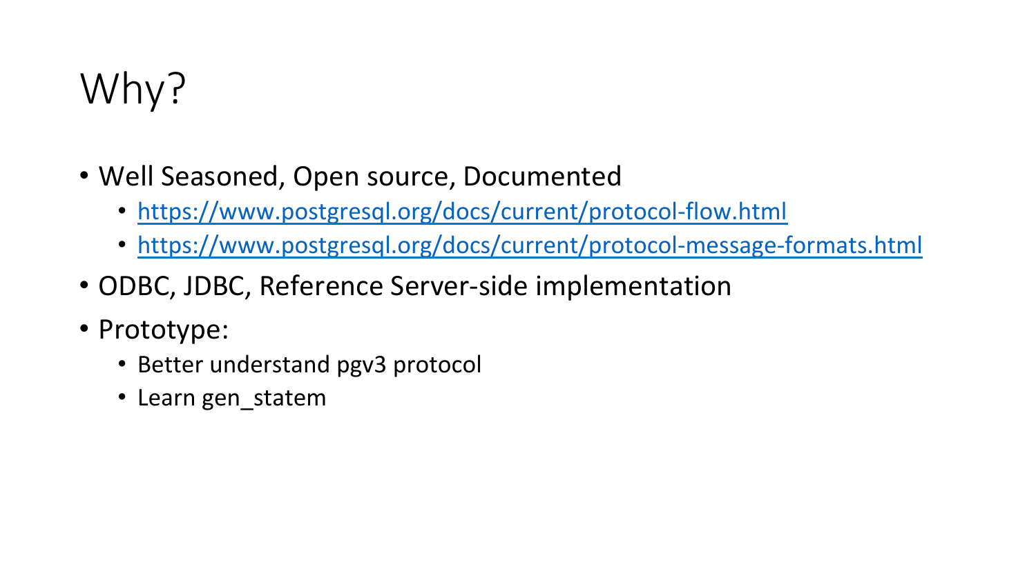# Why?

- Well Seasoned, Open source, Documented
  - https://www.postgresql.org/docs/current/protocol-flow.html
  - https://www.postgresql.org/docs/current/protocol-message-formats.html
- ODBC, JDBC, Reference Server-side implementation
- Prototype:
  - Better understand pgv3 protocol
  - Learn gen_statem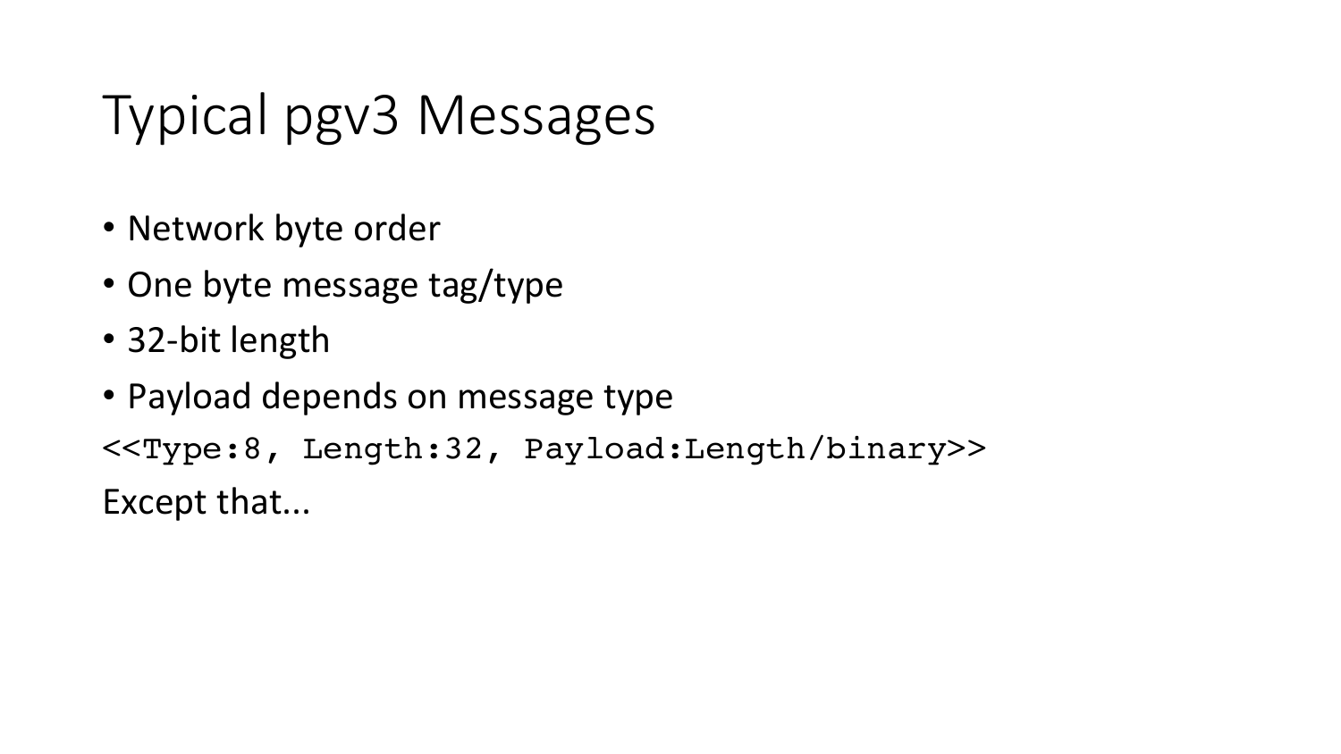# Typical pgv3 Messages

- Network byte order
- One byte message tag/type
- 32-bit length
- Payload depends on message type

```
<<Type:8, Length:32, Payload:Length/binary>>
```

Except that...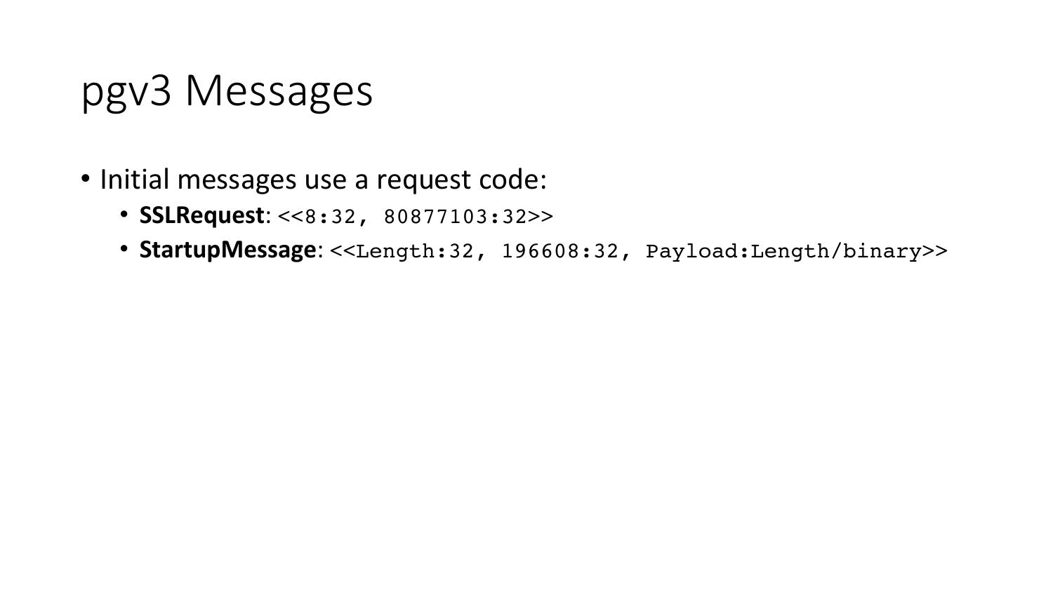# pgv3 Messages

- Initial messages use a request code:
  - **SSLRequest**: `<<8:32, 80877103:32>>`
  - **StartupMessage**: `<<Length:32, 196608:32, Payload:Length/binary>>`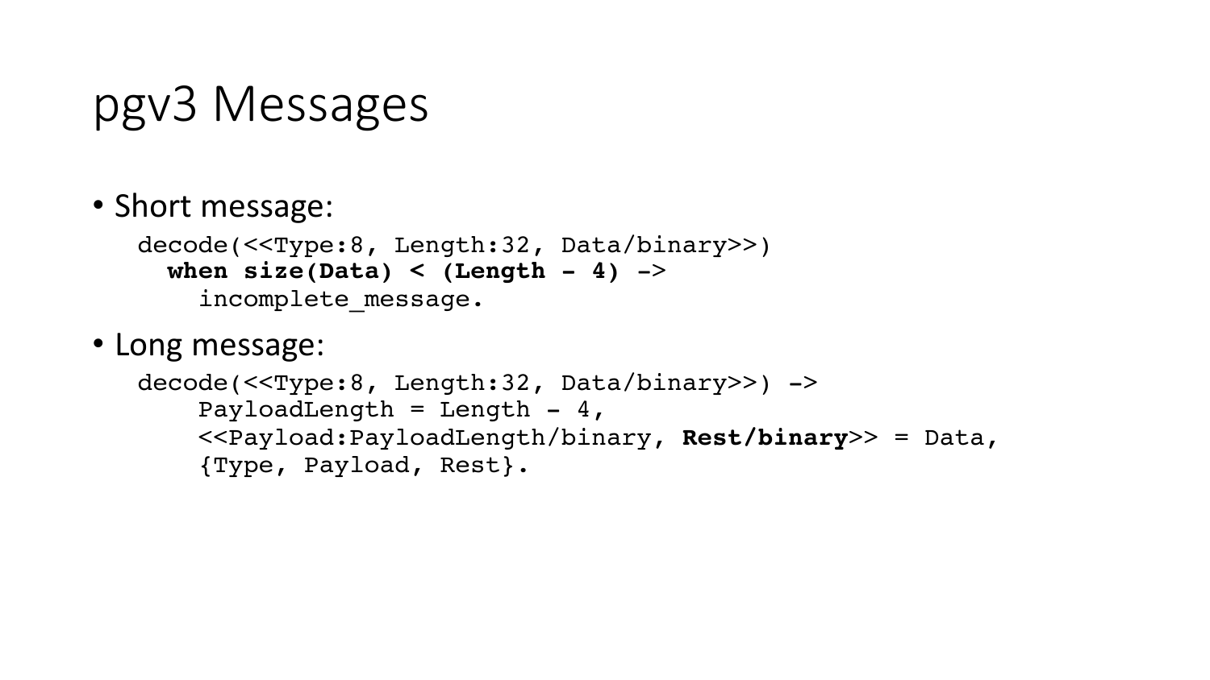# pgv3 Messages

- Short message:

```
decode(<<Type:8, Length:32, Data/binary>>)
  when size(Data) < (Length - 4) ->
    incomplete_message.
```

- Long message:

```
decode(<<Type:8, Length:32, Data/binary>>) ->
    PayloadLength = Length - 4,
    <<Payload:PayloadLength/binary, Rest/binary>> = Data,
    {Type, Payload, Rest}.
```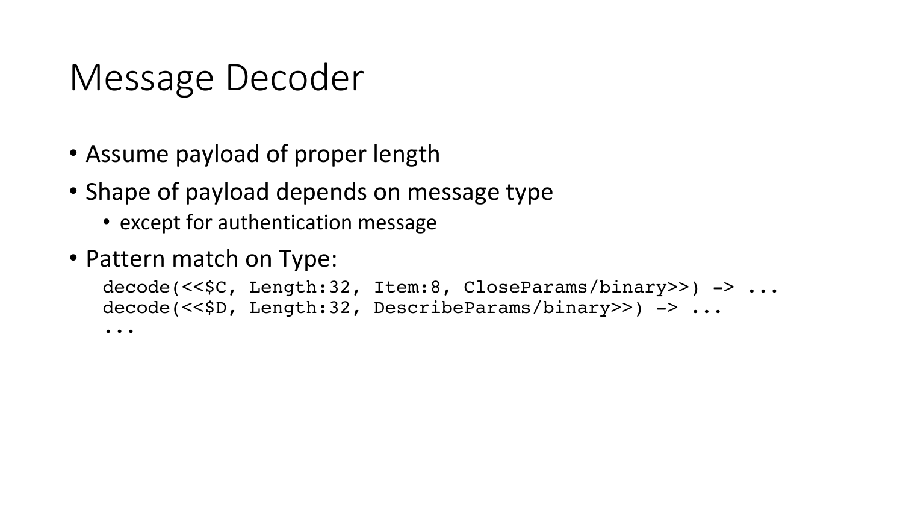# Message Decoder

- Assume payload of proper length
- Shape of payload depends on message type
  - except for authentication message
- Pattern match on Type:

```
decode(<<$C, Length:32, Item:8, CloseParams/binary>>) -> ...
decode(<<$D, Length:32, DescribeParams/binary>>) -> ...
...
```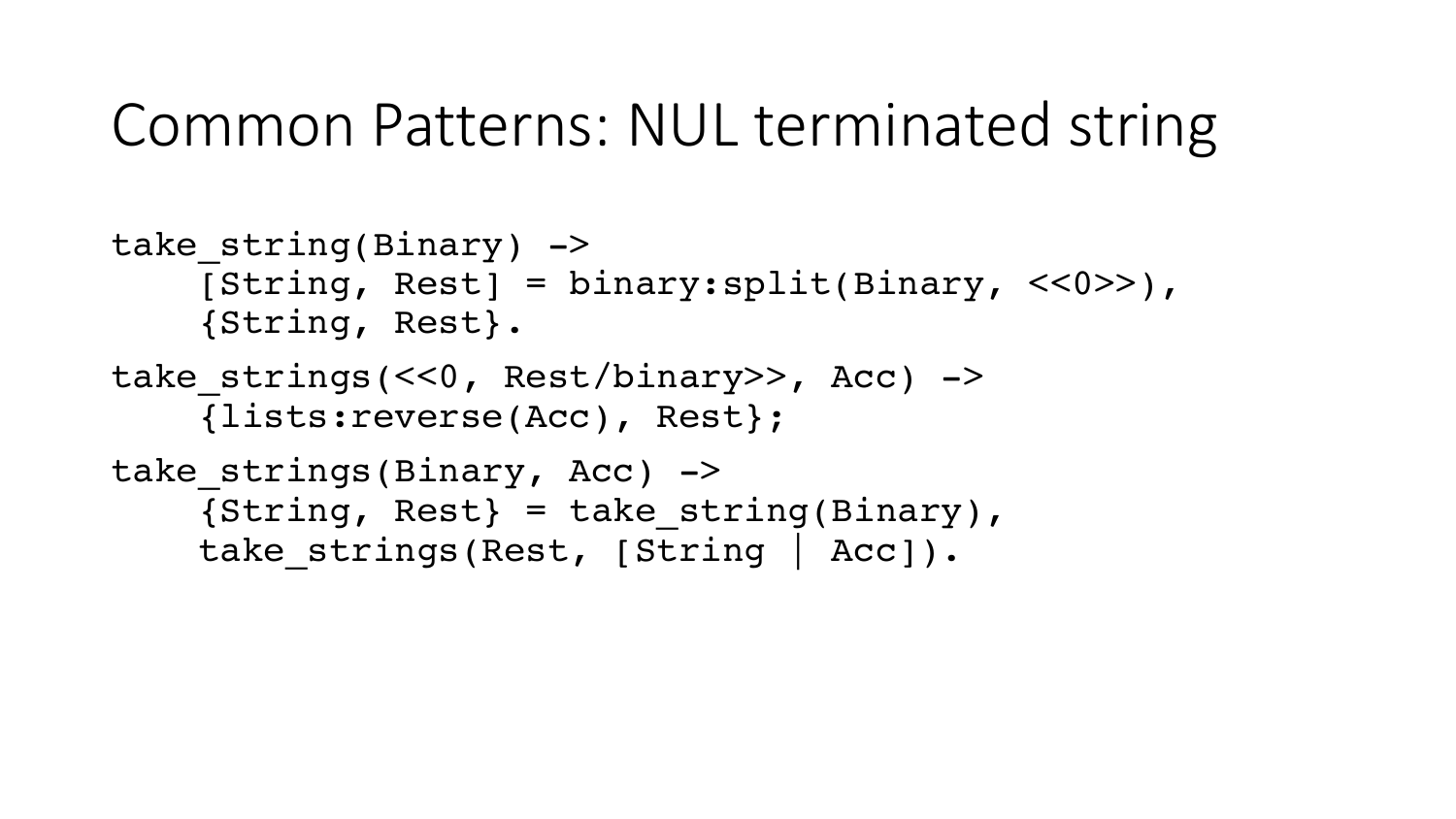# Common Patterns: NUL terminated string

```
take_string(Binary) ->
    [String, Rest] = binary:split(Binary, <<0>>),
    {String, Rest}.

take_strings(<<0, Rest/binary>>, Acc) ->
    {lists:reverse(Acc), Rest};

take_strings(Binary, Acc) ->
    {String, Rest} = take_string(Binary),
    take_strings(Rest, [String | Acc]).
```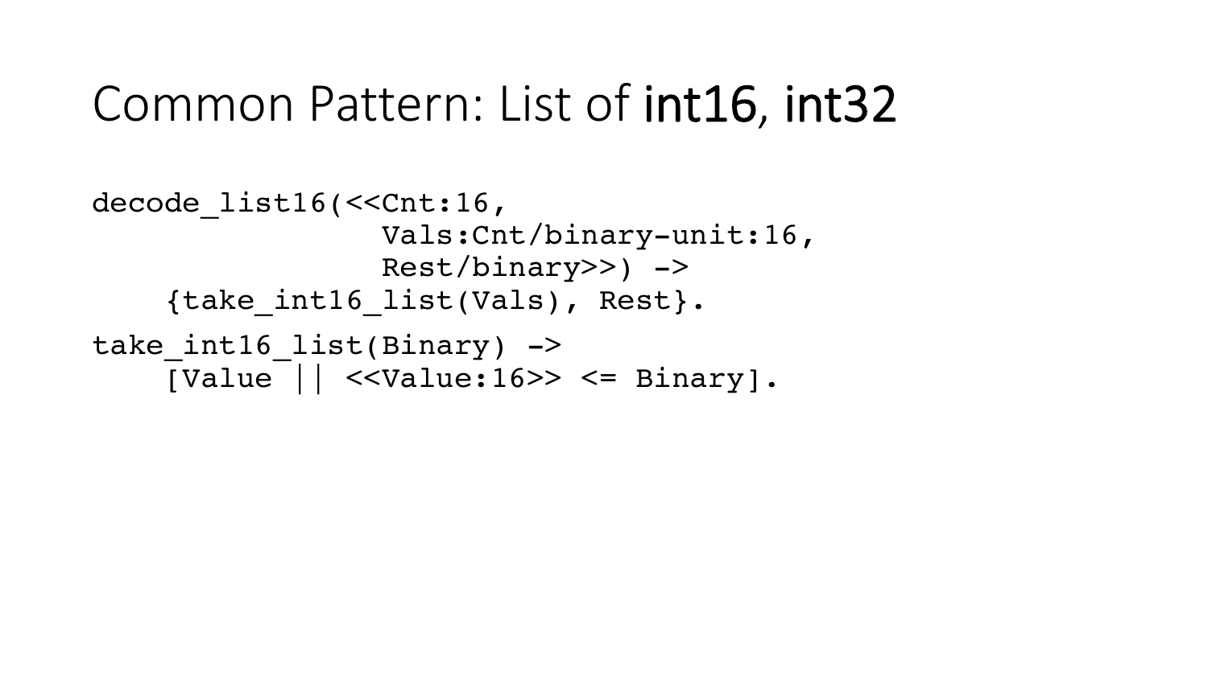# Common Pattern: List of **int16**, **int32**

```
decode_list16(<<Cnt:16,
                Vals:Cnt/binary-unit:16,
                Rest/binary>>) ->
    {take_int16_list(Vals), Rest}.
take_int16_list(Binary) ->
    [Value || <<Value:16>> <= Binary].
```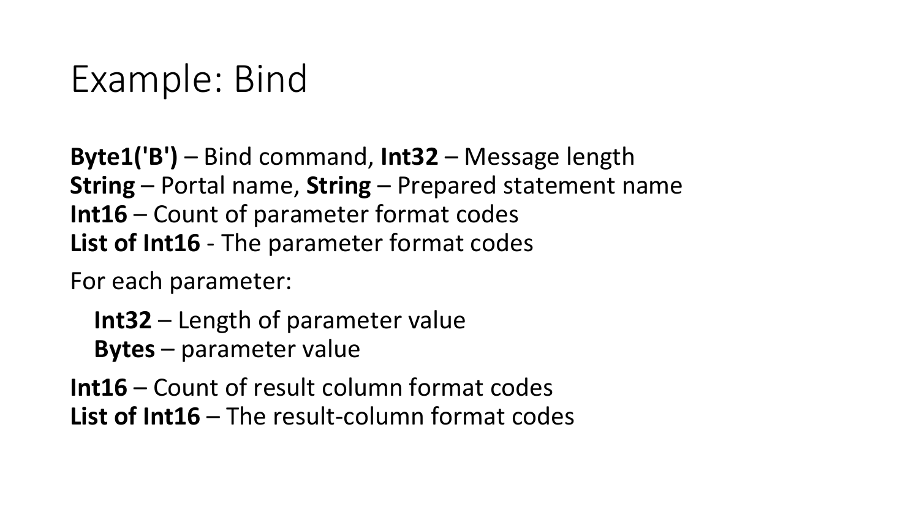# Example: Bind

**Byte1('B')** – Bind command, **Int32** – Message length
**String** – Portal name, **String** – Prepared statement name
**Int16** – Count of parameter format codes
**List of Int16** - The parameter format codes

For each parameter:

- **Int32** – Length of parameter value
- **Bytes** – parameter value

**Int16** – Count of result column format codes
**List of Int16** – The result-column format codes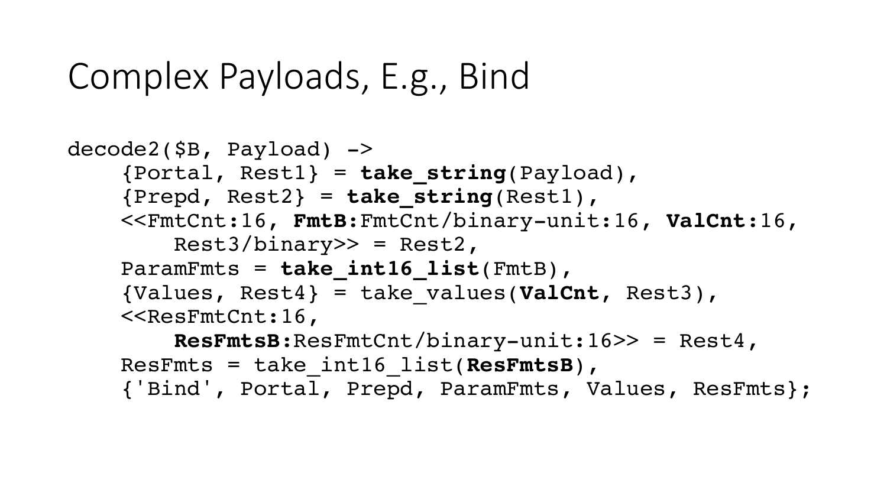# Complex Payloads, E.g., Bind

```
decode2($B, Payload) ->
    {Portal, Rest1} = take_string(Payload),
    {Prepd, Rest2} = take_string(Rest1),
    <<FmtCnt:16, FmtB:FmtCnt/binary-unit:16, ValCnt:16,
        Rest3/binary>> = Rest2,
    ParamFmts = take_int16_list(FmtB),
    {Values, Rest4} = take_values(ValCnt, Rest3),
    <<ResFmtCnt:16,
        ResFmtsB:ResFmtCnt/binary-unit:16>> = Rest4,
    ResFmts = take_int16_list(ResFmtsB),
    {'Bind', Portal, Prepd, ParamFmts, Values, ResFmts};
```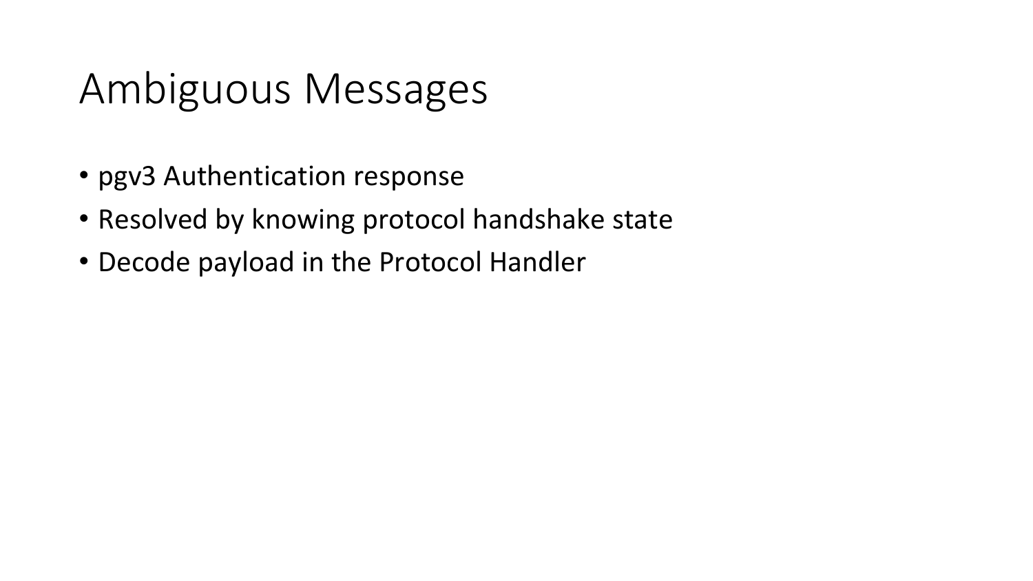# Ambiguous Messages

- pgv3 Authentication response
- Resolved by knowing protocol handshake state
- Decode payload in the Protocol Handler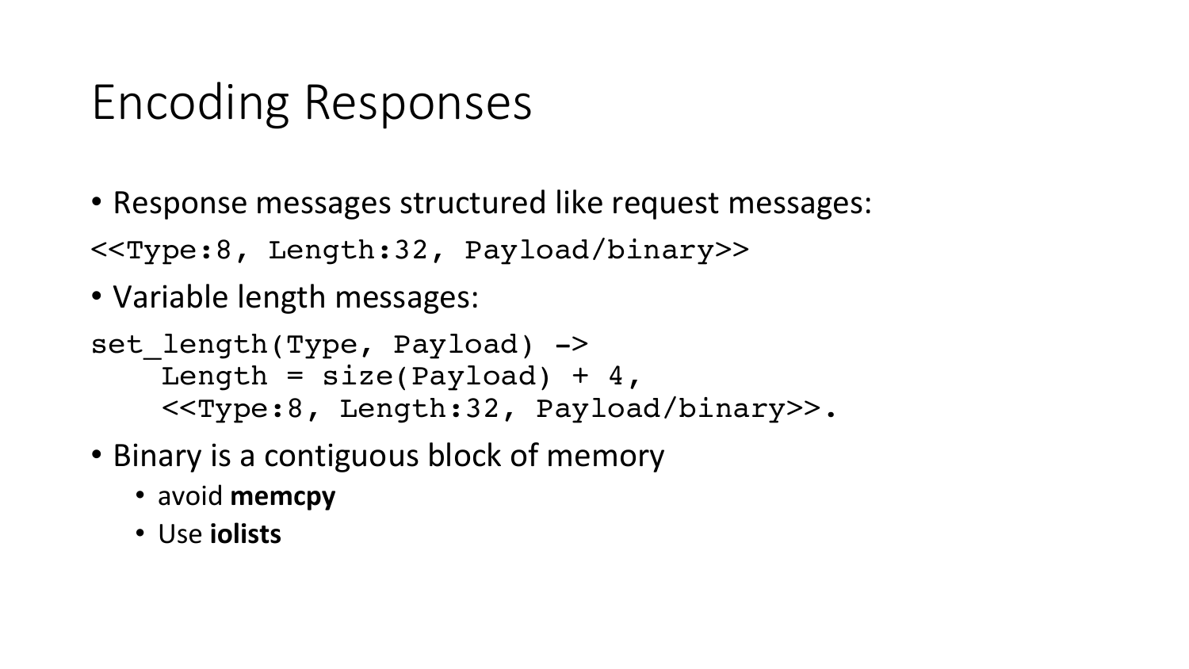# Encoding Responses

- Response messages structured like request messages:

```
<<Type:8, Length:32, Payload/binary>>
```

- Variable length messages:

```
set_length(Type, Payload) ->
    Length = size(Payload) + 4,
    <<Type:8, Length:32, Payload/binary>>.
```

- Binary is a contiguous block of memory
  - avoid **memcpy**
  - Use **iolists**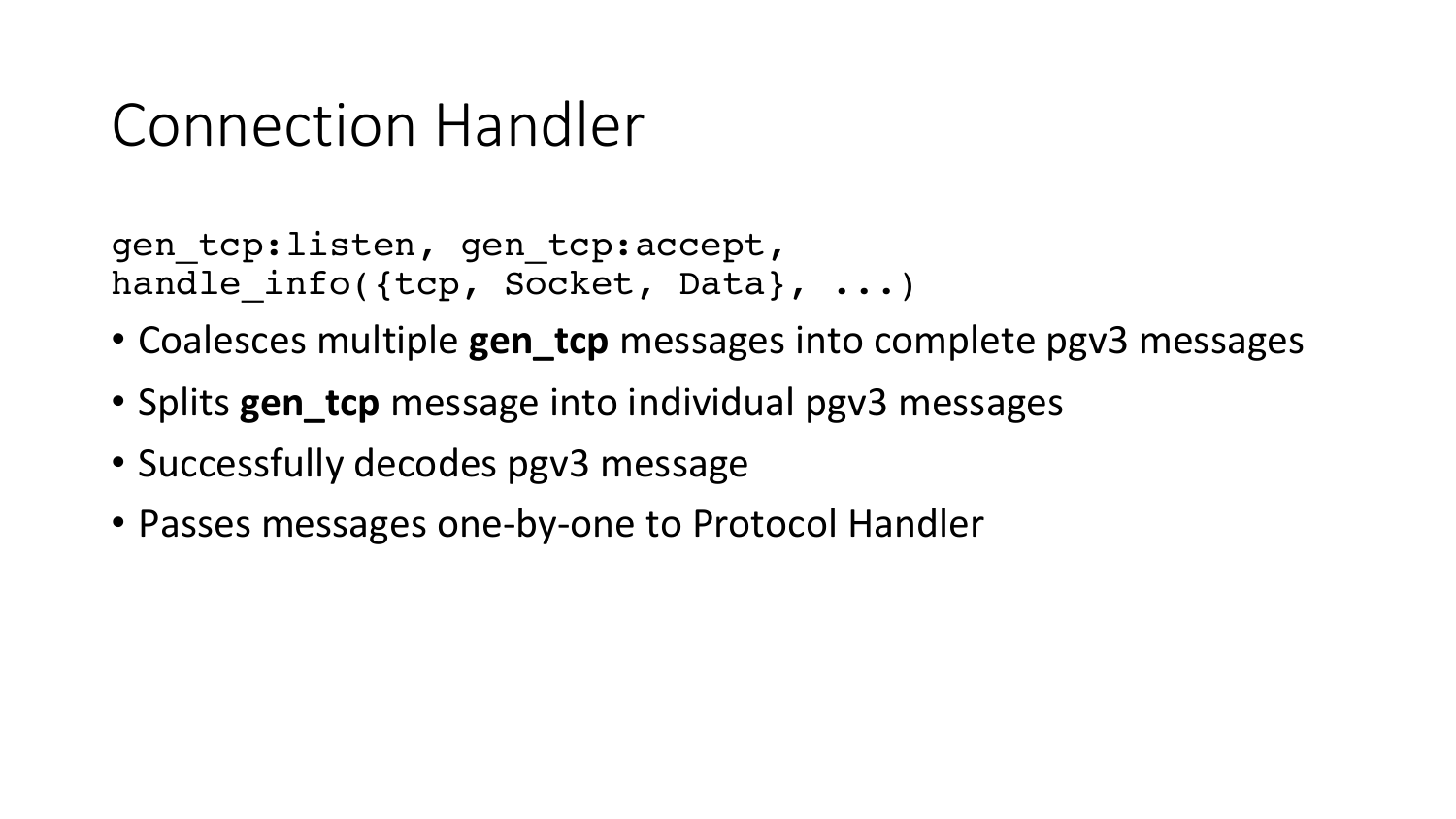# Connection Handler

```
gen_tcp:listen, gen_tcp:accept,
handle_info({tcp, Socket, Data}, ...)
```

- Coalesces multiple **gen_tcp** messages into complete pgv3 messages
- Splits **gen_tcp** message into individual pgv3 messages
- Successfully decodes pgv3 message
- Passes messages one-by-one to Protocol Handler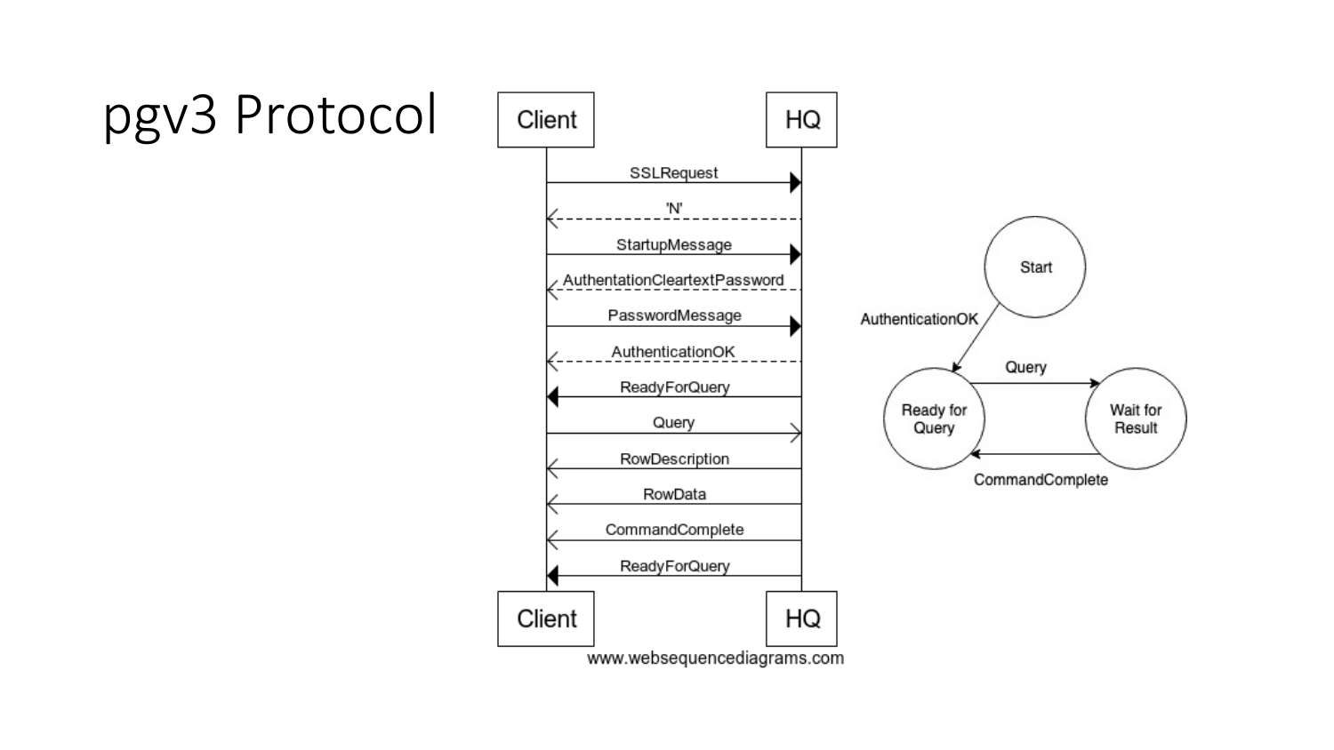# pgv3 Protocol

Client → HQ: SSLRequest
HQ → Client: 'N'
Client → HQ: StartupMessage
HQ → Client: AuthenticationCleartextPassword
Client → HQ: PasswordMessage
HQ → Client: AuthenticationOK
HQ → Client: ReadyForQuery
Client → HQ: Query
HQ → Client: RowDescription
HQ → Client: RowData
HQ → Client: CommandComplete
HQ → Client: ReadyForQuery

www.websequencediagrams.com

Start → (AuthenticationOK) → Ready for Query
Ready for Query → (Query) → Wait for Result
Wait for Result → (CommandComplete) → Ready for Query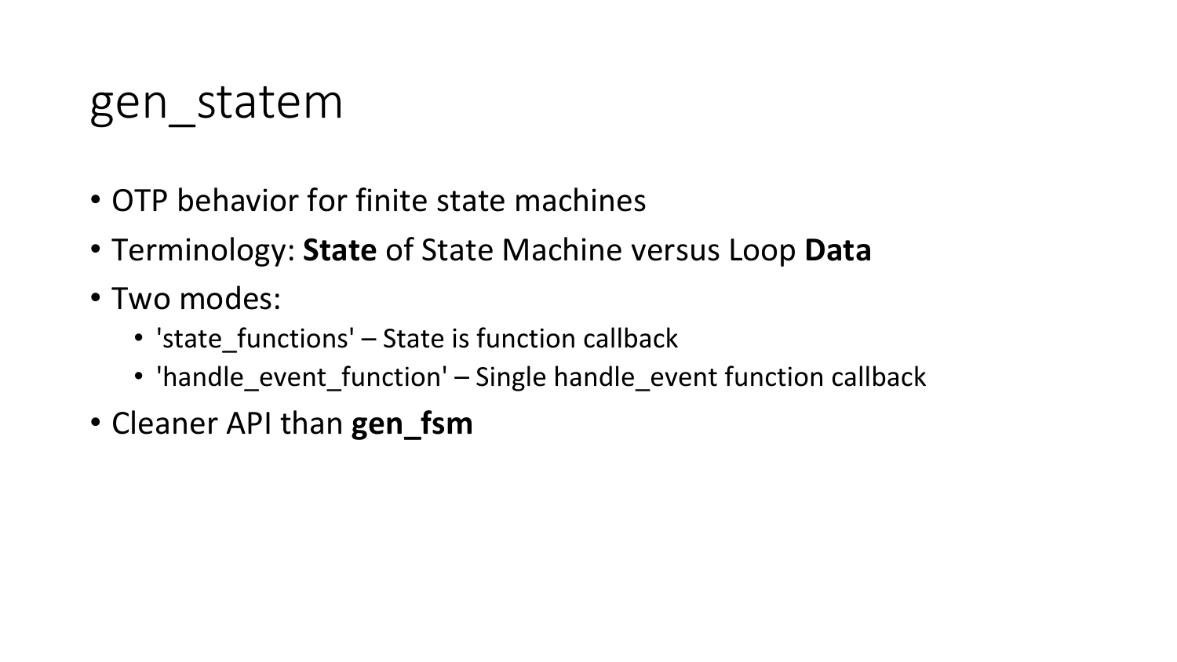# gen_statem

- OTP behavior for finite state machines
- Terminology: **State** of State Machine versus Loop **Data**
- Two modes:
    - 'state_functions' – State is function callback
    - 'handle_event_function' – Single handle_event function callback
- Cleaner API than **gen_fsm**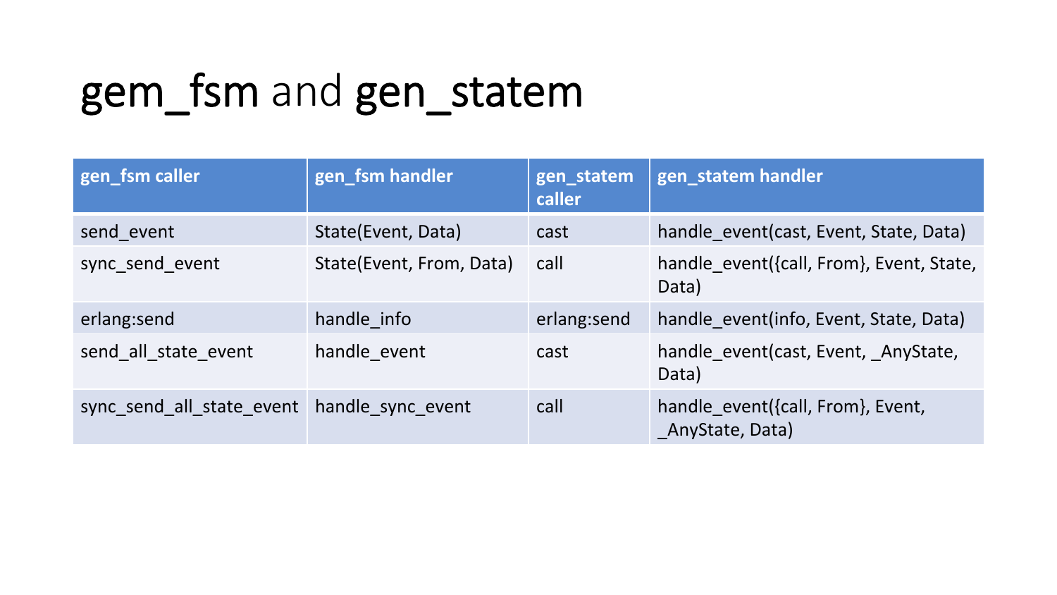# **gem_fsm** and **gen_statem**

| gen_fsm caller | gen_fsm handler | gen_statem caller | gen_statem handler |
|---|---|---|---|
| send_event | State(Event, Data) | cast | handle_event(cast, Event, State, Data) |
| sync_send_event | State(Event, From, Data) | call | handle_event({call, From}, Event, State, Data) |
| erlang:send | handle_info | erlang:send | handle_event(info, Event, State, Data) |
| send_all_state_event | handle_event | cast | handle_event(cast, Event, _AnyState, Data) |
| sync_send_all_state_event | handle_sync_event | call | handle_event({call, From}, Event, _AnyState, Data) |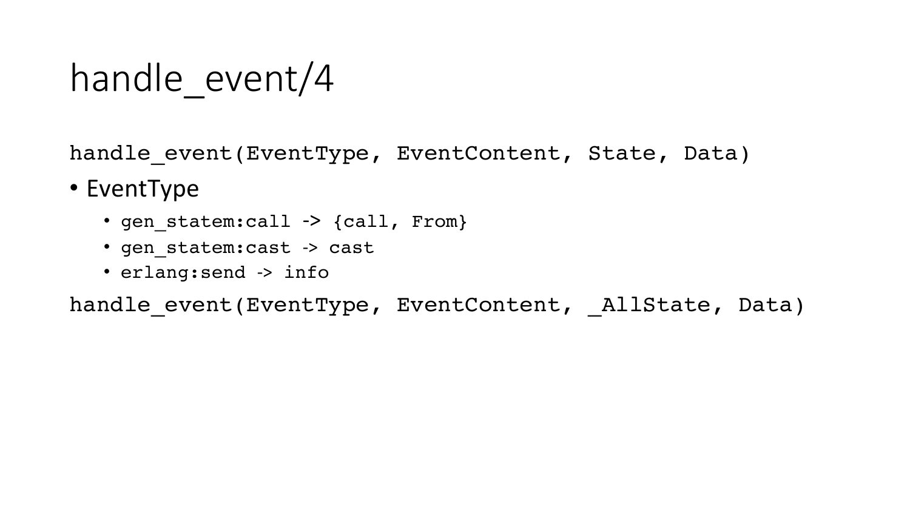# handle_event/4

`handle_event(EventType, EventContent, State, Data)`

- EventType
  - `gen_statem:call -> {call, From}`
  - `gen_statem:cast -> cast`
  - `erlang:send -> info`

`handle_event(EventType, EventContent, _AllState, Data)`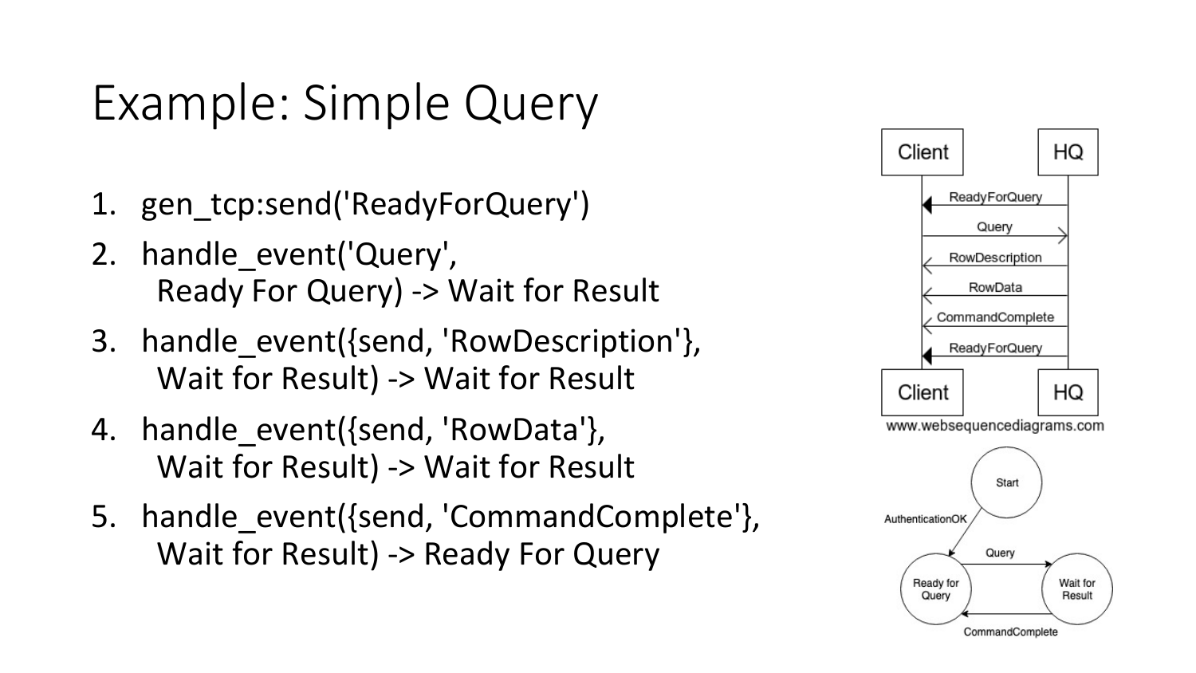# Example: Simple Query

1. gen_tcp:send('ReadyForQuery')
2. handle_event('Query',
   Ready For Query) -> Wait for Result
3. handle_event({send, 'RowDescription'},
   Wait for Result) -> Wait for Result
4. handle_event({send, 'RowData'},
   Wait for Result) -> Wait for Result
5. handle_event({send, 'CommandComplete'},
   Wait for Result) -> Ready For Query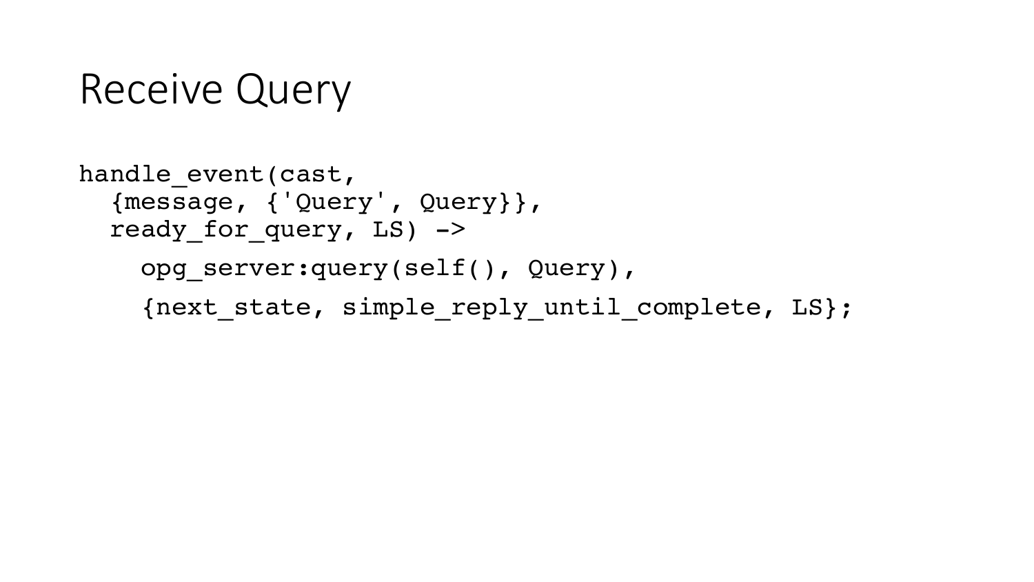# Receive Query

```
handle_event(cast,
  {message, {'Query', Query}},
  ready_for_query, LS) ->
    opg_server:query(self(), Query),
    {next_state, simple_reply_until_complete, LS};
```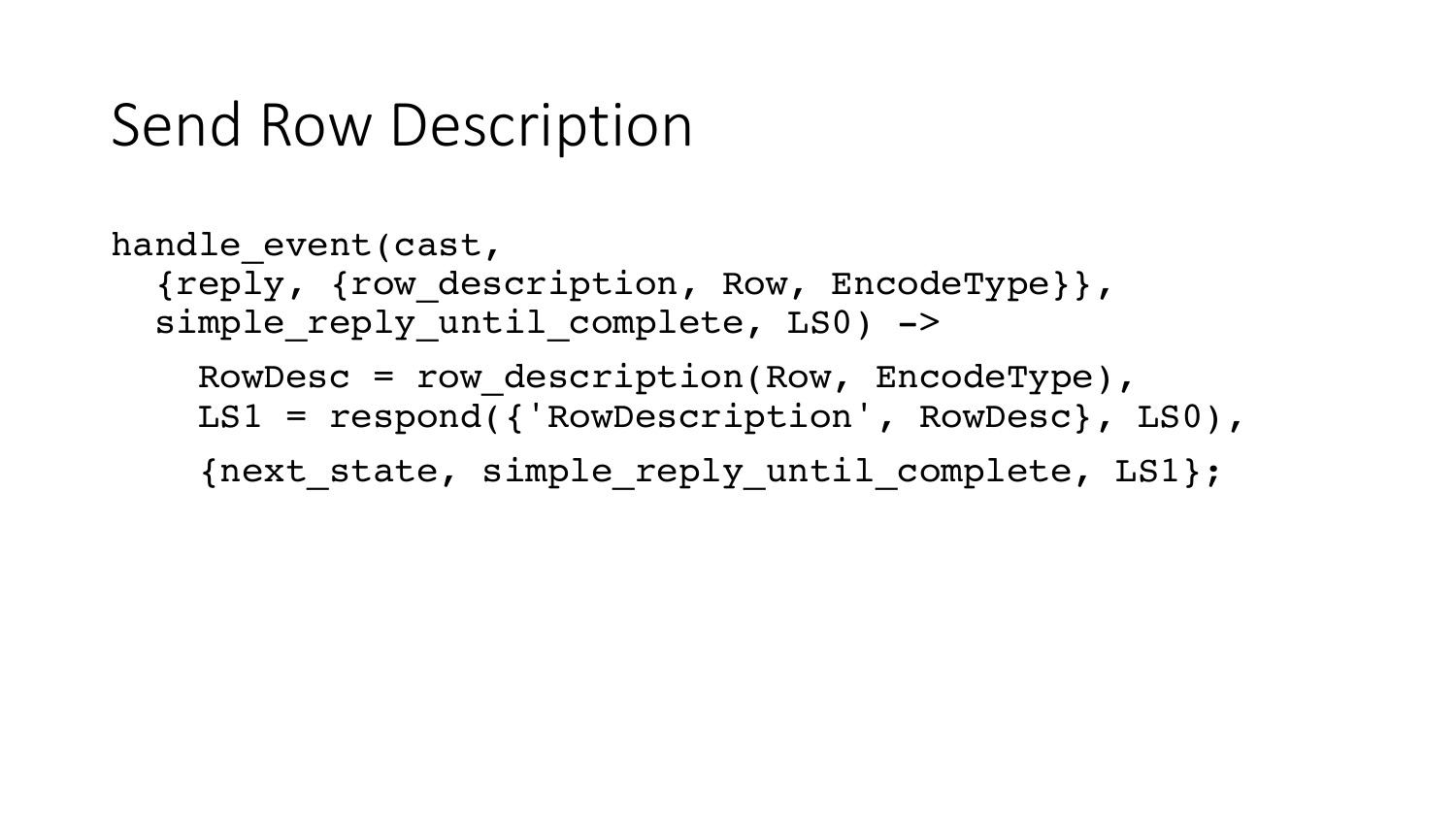# Send Row Description

```
handle_event(cast,
  {reply, {row_description, Row, EncodeType}},
  simple_reply_until_complete, LS0) ->
    RowDesc = row_description(Row, EncodeType),
    LS1 = respond({'RowDescription', RowDesc}, LS0),
    {next_state, simple_reply_until_complete, LS1};
```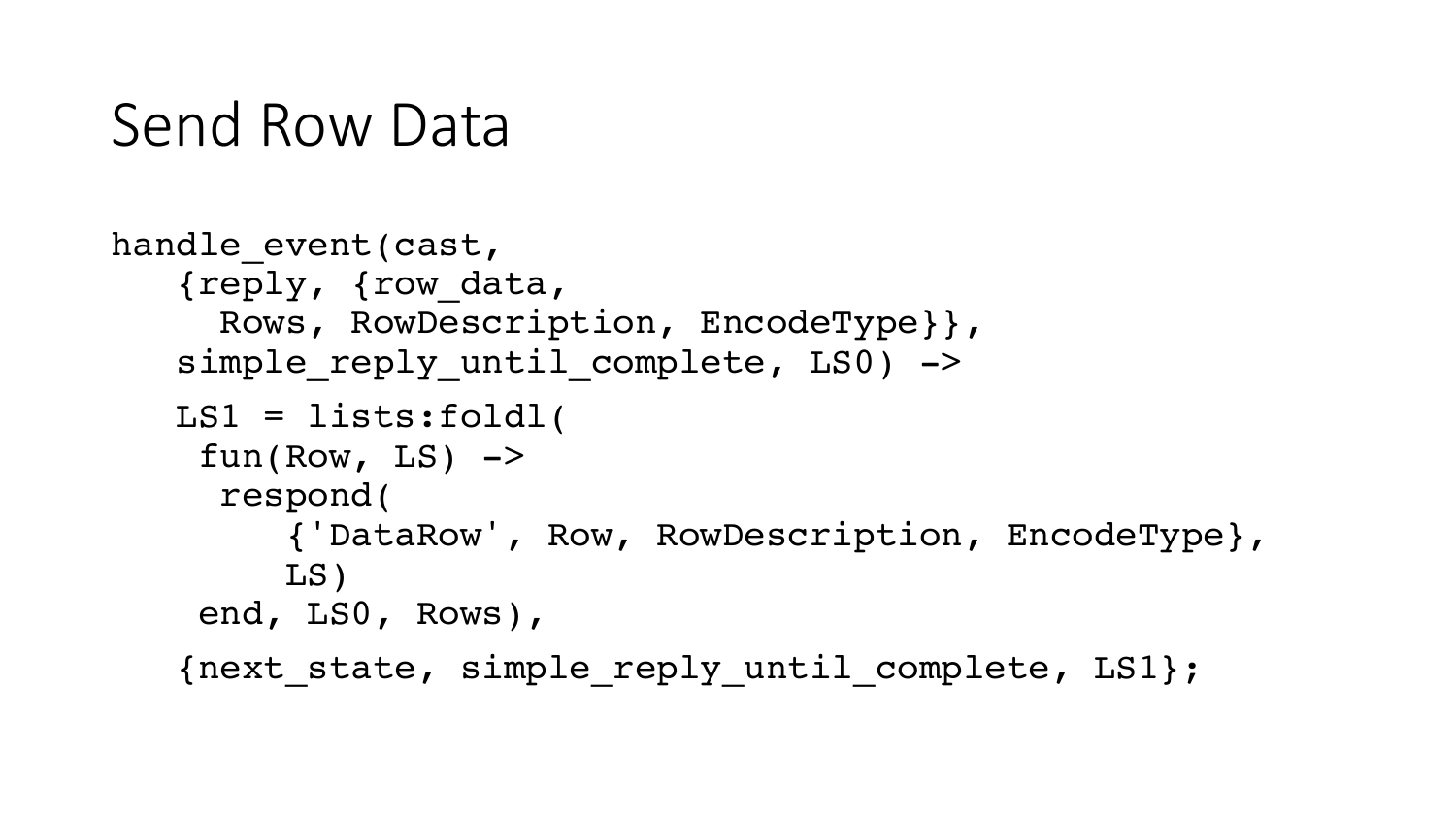# Send Row Data

```
handle_event(cast,
   {reply, {row_data,
     Rows, RowDescription, EncodeType}},
   simple_reply_until_complete, LS0) ->
   LS1 = lists:foldl(
    fun(Row, LS) ->
     respond(
        {'DataRow', Row, RowDescription, EncodeType},
        LS)
    end, LS0, Rows),
   {next_state, simple_reply_until_complete, LS1};
```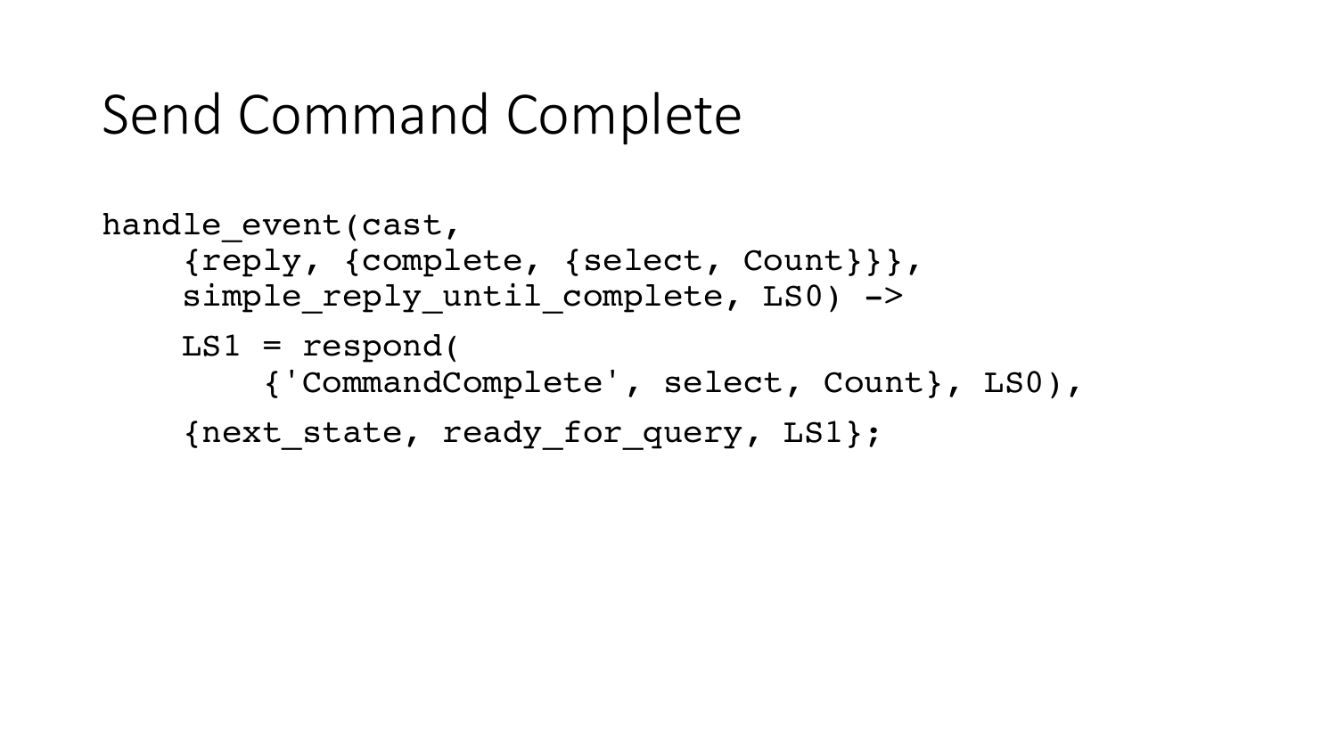# Send Command Complete

```
handle_event(cast,
    {reply, {complete, {select, Count}}},
    simple_reply_until_complete, LS0) ->

    LS1 = respond(
        {'CommandComplete', select, Count}, LS0),

    {next_state, ready_for_query, LS1};
```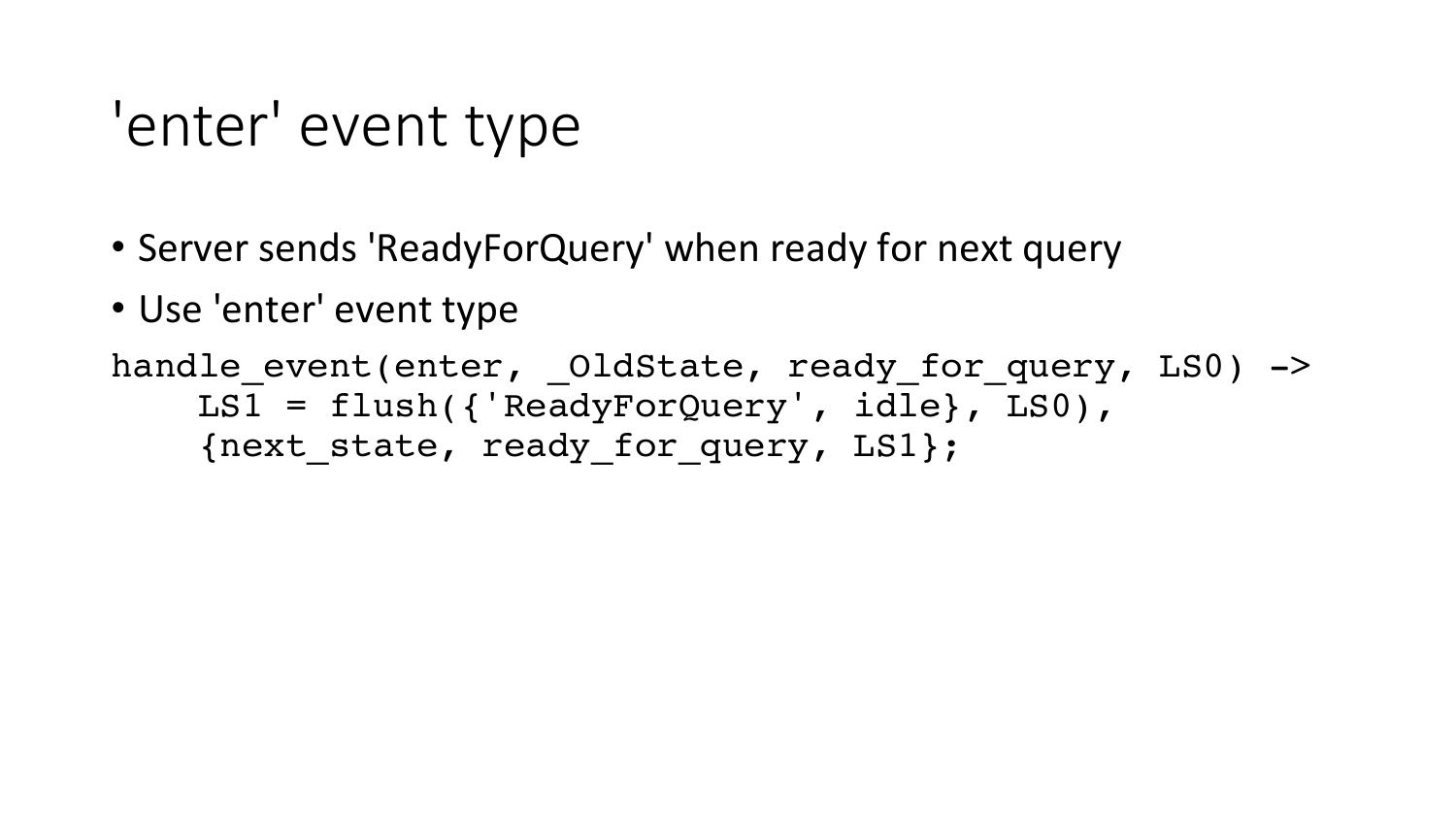# 'enter' event type

- Server sends 'ReadyForQuery' when ready for next query
- Use 'enter' event type

```
handle_event(enter, _OldState, ready_for_query, LS0) ->
    LS1 = flush({'ReadyForQuery', idle}, LS0),
    {next_state, ready_for_query, LS1};
```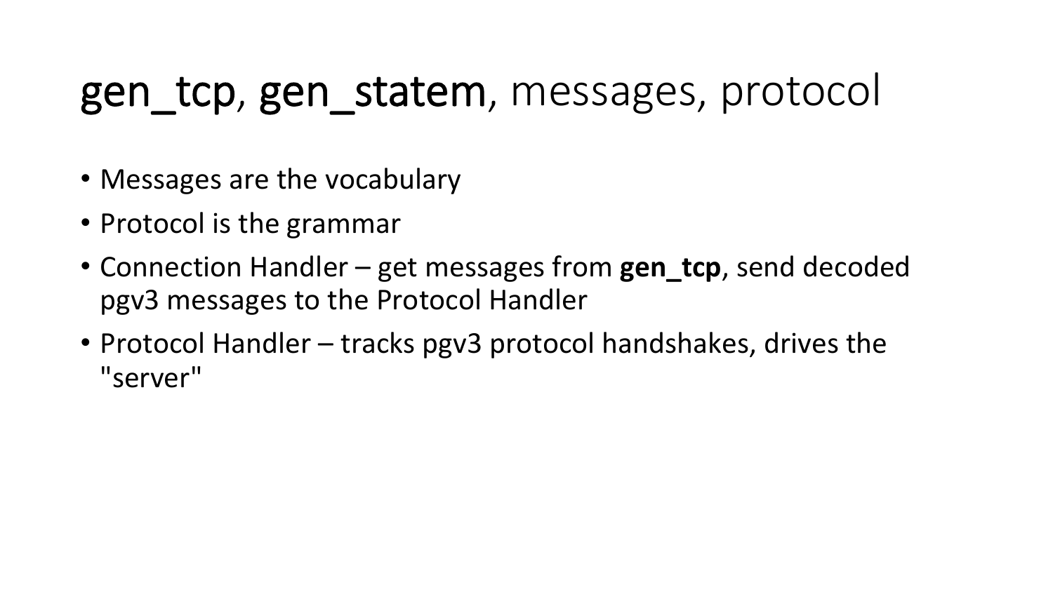# gen_tcp, gen_statem, messages, protocol

- Messages are the vocabulary
- Protocol is the grammar
- Connection Handler – get messages from **gen_tcp**, send decoded pgv3 messages to the Protocol Handler
- Protocol Handler – tracks pgv3 protocol handshakes, drives the "server"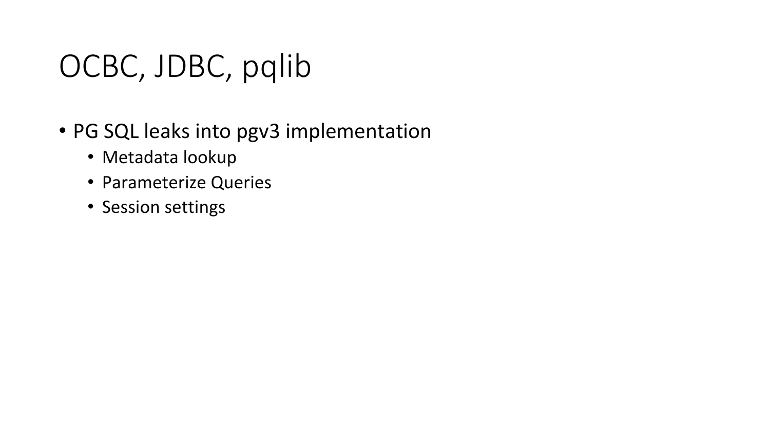# OCBC, JDBC, pqlib

- PG SQL leaks into pgv3 implementation
  - Metadata lookup
  - Parameterize Queries
  - Session settings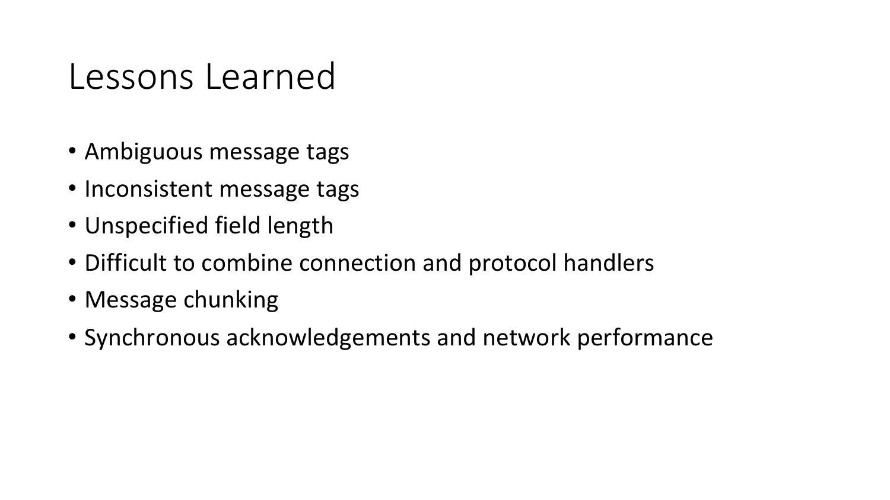# Lessons Learned

- Ambiguous message tags
- Inconsistent message tags
- Unspecified field length
- Difficult to combine connection and protocol handlers
- Message chunking
- Synchronous acknowledgements and network performance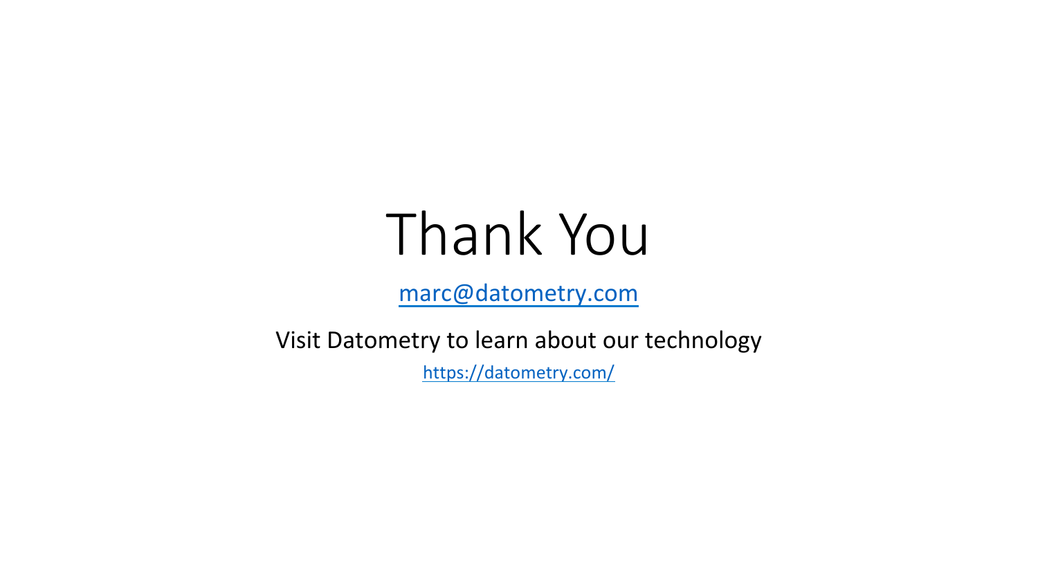# Thank You

marc@datometry.com

Visit Datometry to learn about our technology

https://datometry.com/